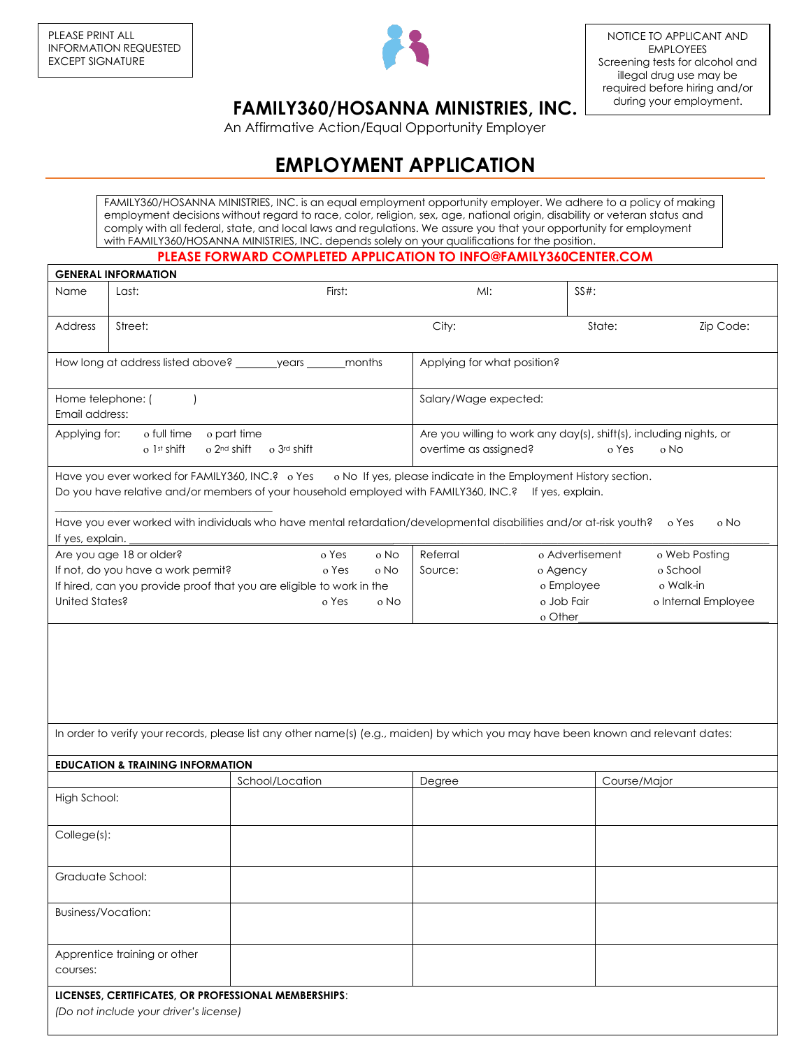PLEASE PRINT ALL INFORMATION REQUESTED EXCEPT SIGNATURE

NOTICE TO APPLICANT AND EMPLOYEES
Screening tests for alcohol and illegal drug use may be required before hiring and/or during your employment.

# FAMILY360/HOSANNA MINISTRIES, INC.

An Affirmative Action/Equal Opportunity Employer

# EMPLOYMENT APPLICATION

FAMILY360/HOSANNA MINISTRIES, INC. is an equal employment opportunity employer. We adhere to a policy of making employment decisions without regard to race, color, religion, sex, age, national origin, disability or veteran status and comply with all federal, state, and local laws and regulations. We assure you that your opportunity for employment with FAMILY360/HOSANNA MINISTRIES, INC. depends solely on your qualifications for the position.

**PLEASE FORWARD COMPLETED APPLICATION TO INFO@FAMILY360CENTER.COM**

## GENERAL INFORMATION

| | | | | | |
|---|---|---|---|---|---|
| Name | Last: | First: | MI: | SS#: | |
| Address | Street: | | City: | State: | Zip Code: |

How long at address listed above? _______years _______months

Applying for what position?

Home telephone: (        )
Email address:

Salary/Wage expected:

Applying for: o full time o part time
o 1st shift o 2nd shift o 3rd shift

Are you willing to work any day(s), shift(s), including nights, or overtime as assigned? o Yes o No

Have you ever worked for FAMILY360, INC.? o Yes o No If yes, please indicate in the Employment History section.

Do you have relative and/or members of your household employed with FAMILY360, INC.? If yes, explain.

______________________________

Have you ever worked with individuals who have mental retardation/developmental disabilities and/or at-risk youth? o Yes o No

If yes, explain. ______________________________

Are you age 18 or older? o Yes o No
If not, do you have a work permit? o Yes o No
If hired, can you provide proof that you are eligible to work in the United States? o Yes o No

Referral Source: o Advertisement o Web Posting o Agency o School o Employee o Walk-in o Job Fair o Internal Employee o Other______________

In order to verify your records, please list any other name(s) (e.g., maiden) by which you may have been known and relevant dates:

## EDUCATION & TRAINING INFORMATION

| | School/Location | Degree | Course/Major |
|---|---|---|---|
| High School: | | | |
| College(s): | | | |
| Graduate School: | | | |
| Business/Vocation: | | | |
| Apprentice training or other courses: | | | |

**LICENSES, CERTIFICATES, OR PROFESSIONAL MEMBERSHIPS**:
*(Do not include your driver's license)*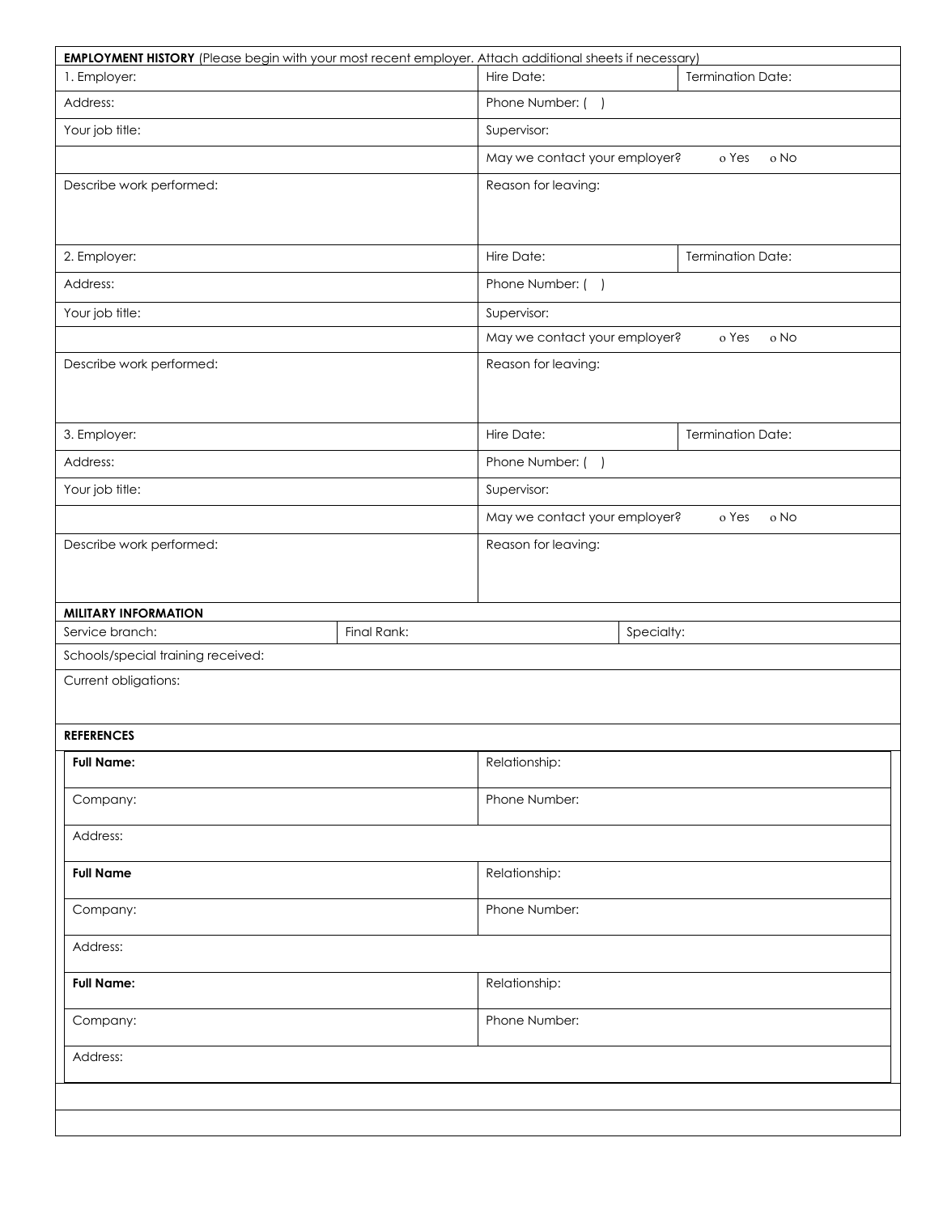**EMPLOYMENT HISTORY** (Please begin with your most recent employer. Attach additional sheets if necessary)

| | | |
|---|---|---|
| 1. Employer: | Hire Date: | Termination Date: |
| Address: | Phone Number: ( ) | |
| Your job title: | Supervisor: | |
| | May we contact your employer? o Yes o No | |
| Describe work performed: | Reason for leaving: | |
| 2. Employer: | Hire Date: | Termination Date: |
| Address: | Phone Number: ( ) | |
| Your job title: | Supervisor: | |
| | May we contact your employer? o Yes o No | |
| Describe work performed: | Reason for leaving: | |
| 3. Employer: | Hire Date: | Termination Date: |
| Address: | Phone Number: ( ) | |
| Your job title: | Supervisor: | |
| | May we contact your employer? o Yes o No | |
| Describe work performed: | Reason for leaving: | |

**MILITARY INFORMATION**

| | | |
|---|---|---|
| Service branch: | Final Rank: | Specialty: |
| Schools/special training received: | | |
| Current obligations: | | |

**REFERENCES**

| | |
|---|---|
| **Full Name:** | Relationship: |
| Company: | Phone Number: |
| Address: | |
| **Full Name** | Relationship: |
| Company: | Phone Number: |
| Address: | |
| **Full Name:** | Relationship: |
| Company: | Phone Number: |
| Address: | |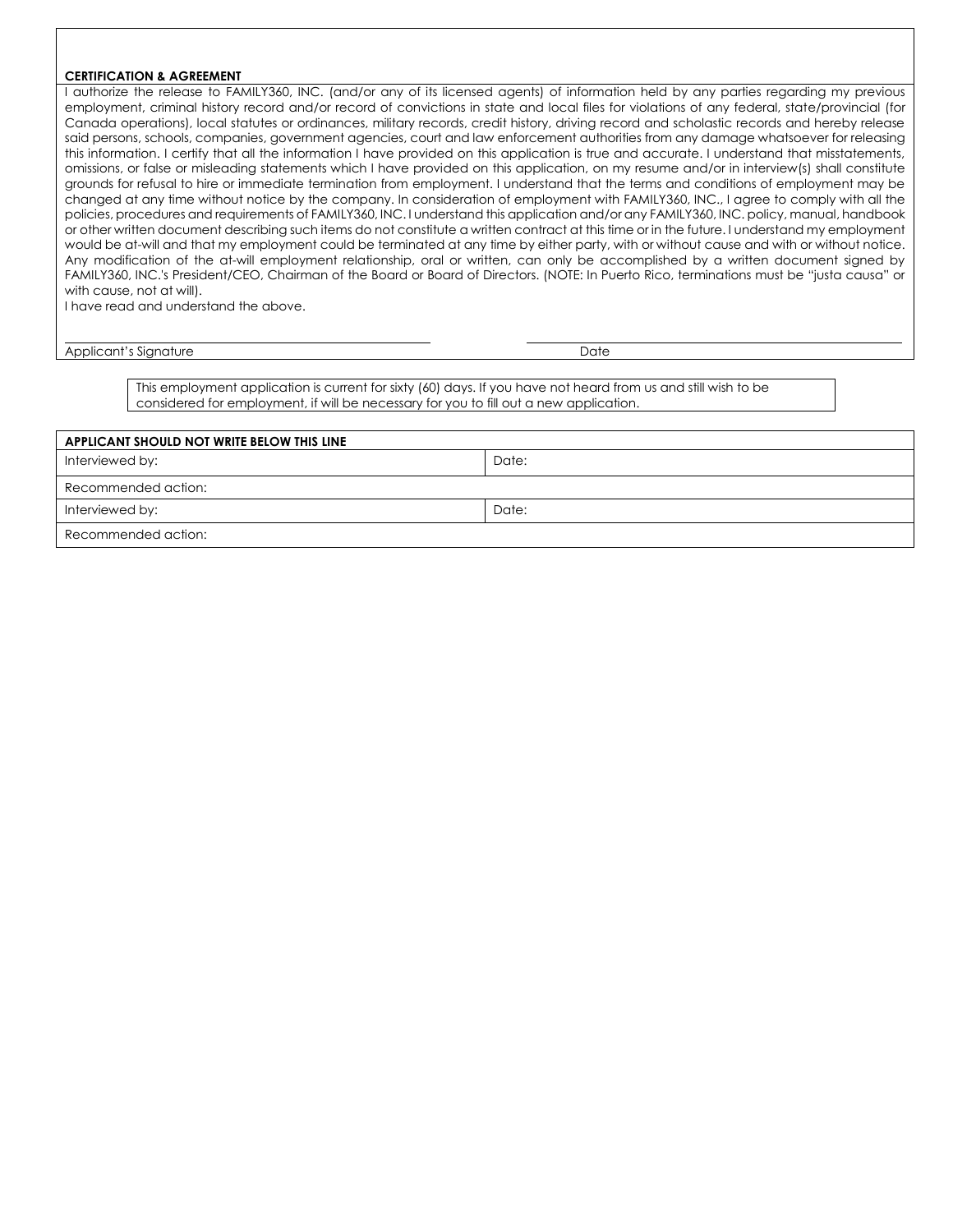**CERTIFICATION & AGREEMENT**

I authorize the release to FAMILY360, INC. (and/or any of its licensed agents) of information held by any parties regarding my previous employment, criminal history record and/or record of convictions in state and local files for violations of any federal, state/provincial (for Canada operations), local statutes or ordinances, military records, credit history, driving record and scholastic records and hereby release said persons, schools, companies, government agencies, court and law enforcement authorities from any damage whatsoever for releasing this information. I certify that all the information I have provided on this application is true and accurate. I understand that misstatements, omissions, or false or misleading statements which I have provided on this application, on my resume and/or in interview(s) shall constitute grounds for refusal to hire or immediate termination from employment. I understand that the terms and conditions of employment may be changed at any time without notice by the company. In consideration of employment with FAMILY360, INC., I agree to comply with all the policies, procedures and requirements of FAMILY360, INC. I understand this application and/or any FAMILY360, INC. policy, manual, handbook or other written document describing such items do not constitute a written contract at this time or in the future. I understand my employment would be at-will and that my employment could be terminated at any time by either party, with or without cause and with or without notice. Any modification of the at-will employment relationship, oral or written, can only be accomplished by a written document signed by FAMILY360, INC.'s President/CEO, Chairman of the Board or Board of Directors. (NOTE: In Puerto Rico, terminations must be "justa causa" or with cause, not at will).

I have read and understand the above.

Applicant's Signature ______________________ Date ______________________

This employment application is current for sixty (60) days. If you have not heard from us and still wish to be considered for employment, if will be necessary for you to fill out a new application.

| **APPLICANT SHOULD NOT WRITE BELOW THIS LINE** | |
|---|---|
| Interviewed by: | Date: |
| Recommended action: | |
| Interviewed by: | Date: |
| Recommended action: | |